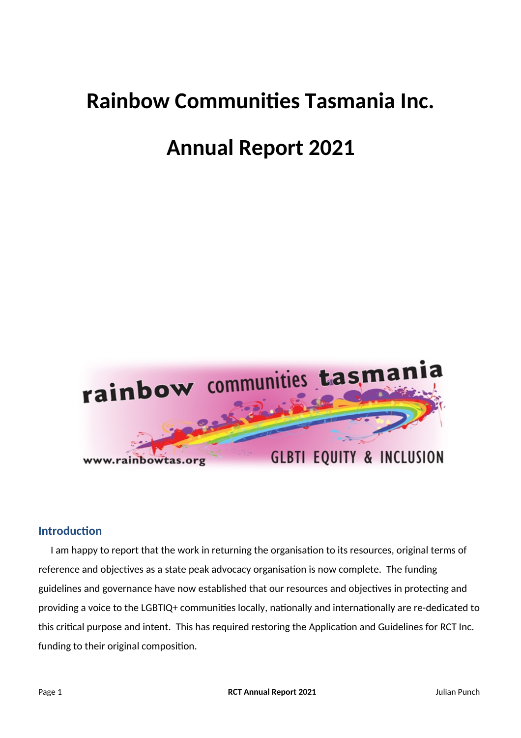# Rainbow Communities Tasmania Inc.

# Annual Report 2021

## Introduction

I am happy to report that the work in returning the organisation to its resources, original terms of reference and objectives as a state peak advocacy organisation is now complete. The funding guidelines and governance have now established that our resources and objectives in protecting and providing a voice to the LGBTIQ+ communities locally, nationally and internationally are re-dedicated to this critical purpose and intent. This has required restoring the Application and Guidelines for RCT Inc. funding to their original composition.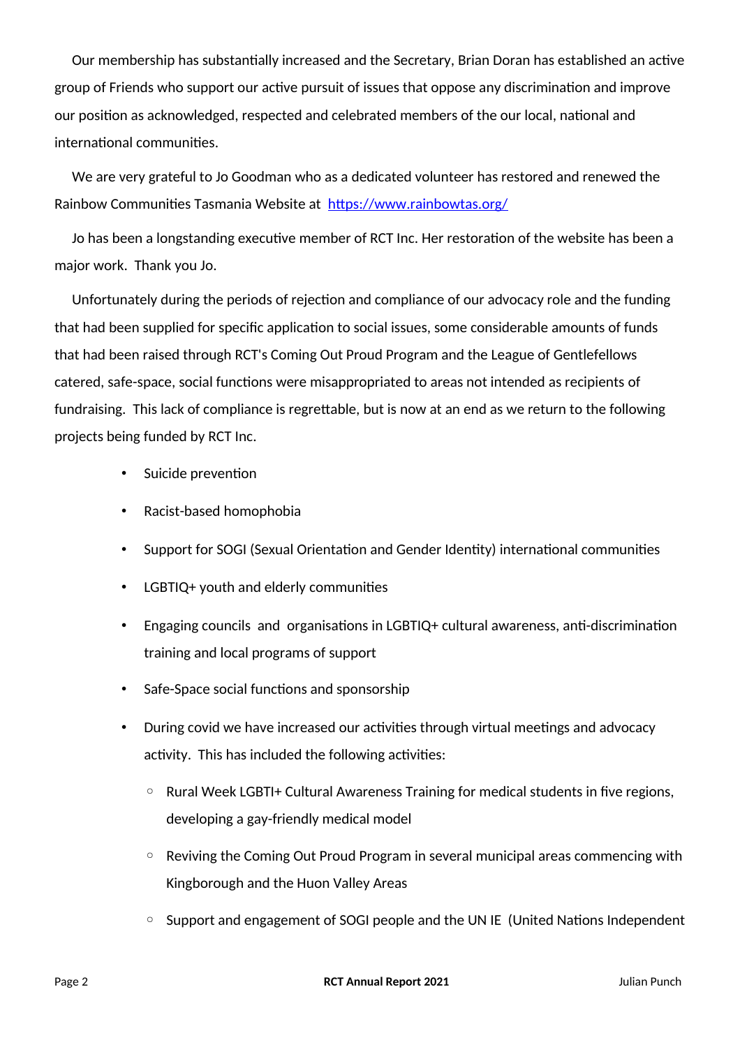Our membership has substantially increased and the Secretary, Brian Doran has established an active group of Friends who support our active pursuit of issues that oppose any discrimination and improve our position as acknowledged, respected and celebrated members of the our local, national and international communities.

We are very grateful to Jo Goodman who as a dedicated volunteer has restored and renewed the Rainbow Communities Tasmania Website at [https://www.rainbowtas.org/](https://www.rainbowtas.org/)

Jo has been a longstanding executive member of RCT Inc. Her restoration of the website has been a major work.  Thank you Jo.

Unfortunately during the periods of rejection and compliance of our advocacy role and the funding that had been supplied for specific application to social issues, some considerable amounts of funds that had been raised through RCT's Coming Out Proud Program and the League of Gentlefellows catered, safe-space, social functions were misappropriated to areas not intended as recipients of fundraising.  This lack of compliance is regrettable, but is now at an end as we return to the following projects being funded by RCT Inc.

- Suicide prevention
- Racist-based homophobia
- Support for SOGI (Sexual Orientation and Gender Identity) international communities
- LGBTIQ+ youth and elderly communities
- Engaging councils  and  organisations in LGBTIQ+ cultural awareness, anti-discrimination training and local programs of support
- Safe-Space social functions and sponsorship
- During covid we have increased our activities through virtual meetings and advocacy activity.  This has included the following activities:
    - Rural Week LGBTI+ Cultural Awareness Training for medical students in five regions, developing a gay-friendly medical model
    - Reviving the Coming Out Proud Program in several municipal areas commencing with Kingborough and the Huon Valley Areas
    - Support and engagement of SOGI people and the UN IE  (United Nations Independent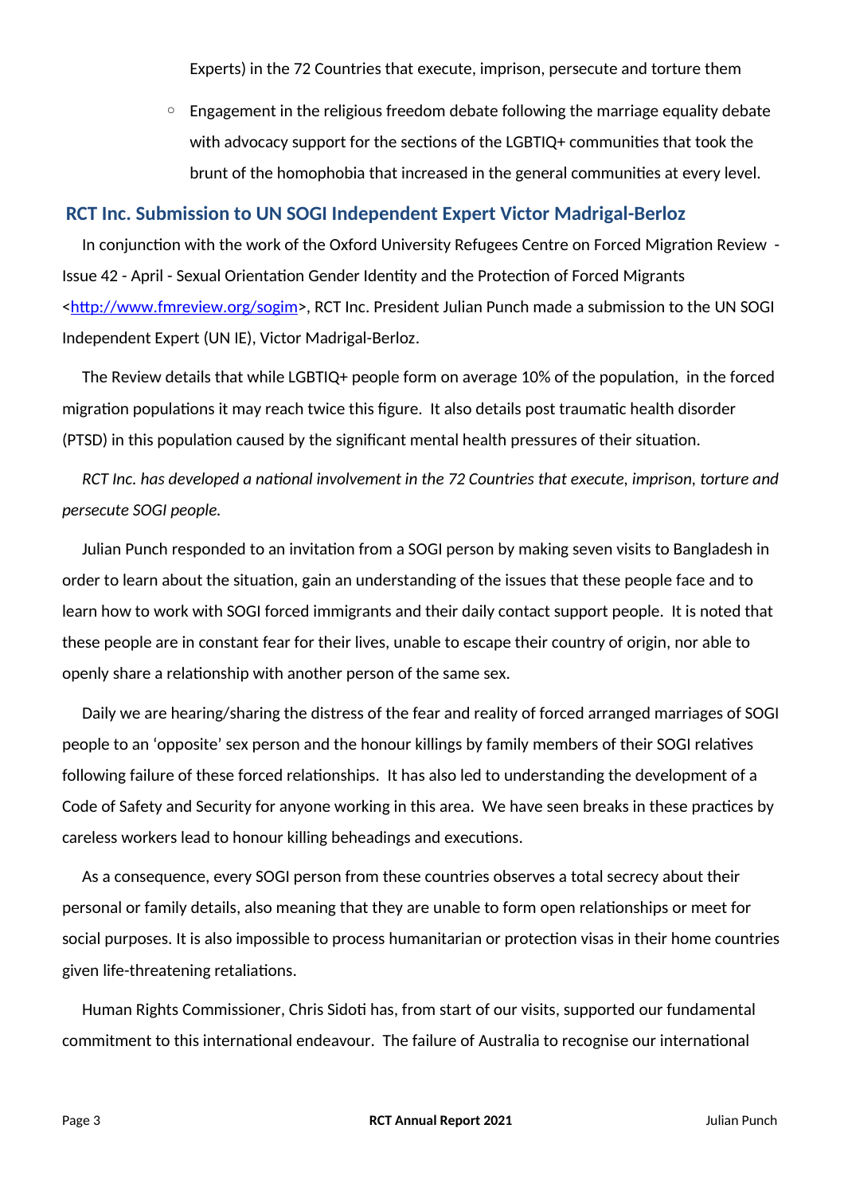Experts) in the 72 Countries that execute, imprison, persecute and torture them

   - Engagement in the religious freedom debate following the marriage equality debate with advocacy support for the sections of the LGBTIQ+ communities that took the brunt of the homophobia that increased in the general communities at every level.

## RCT Inc. Submission to UN SOGI Independent Expert Victor Madrigal-Berloz

In conjunction with the work of the Oxford University Refugees Centre on Forced Migration Review - Issue 42 - April - Sexual Orientation Gender Identity and the Protection of Forced Migrants <http://www.fmreview.org/sogim>, RCT Inc. President Julian Punch made a submission to the UN SOGI Independent Expert (UN IE), Victor Madrigal-Berloz.

The Review details that while LGBTIQ+ people form on average 10% of the population, in the forced migration populations it may reach twice this figure. It also details post traumatic health disorder (PTSD) in this population caused by the significant mental health pressures of their situation.

*RCT Inc. has developed a national involvement in the 72 Countries that execute, imprison, torture and persecute SOGI people.*

Julian Punch responded to an invitation from a SOGI person by making seven visits to Bangladesh in order to learn about the situation, gain an understanding of the issues that these people face and to learn how to work with SOGI forced immigrants and their daily contact support people. It is noted that these people are in constant fear for their lives, unable to escape their country of origin, nor able to openly share a relationship with another person of the same sex.

Daily we are hearing/sharing the distress of the fear and reality of forced arranged marriages of SOGI people to an 'opposite' sex person and the honour killings by family members of their SOGI relatives following failure of these forced relationships. It has also led to understanding the development of a Code of Safety and Security for anyone working in this area. We have seen breaks in these practices by careless workers lead to honour killing beheadings and executions.

As a consequence, every SOGI person from these countries observes a total secrecy about their personal or family details, also meaning that they are unable to form open relationships or meet for social purposes. It is also impossible to process humanitarian or protection visas in their home countries given life-threatening retaliations.

Human Rights Commissioner, Chris Sidoti has, from start of our visits, supported our fundamental commitment to this international endeavour. The failure of Australia to recognise our international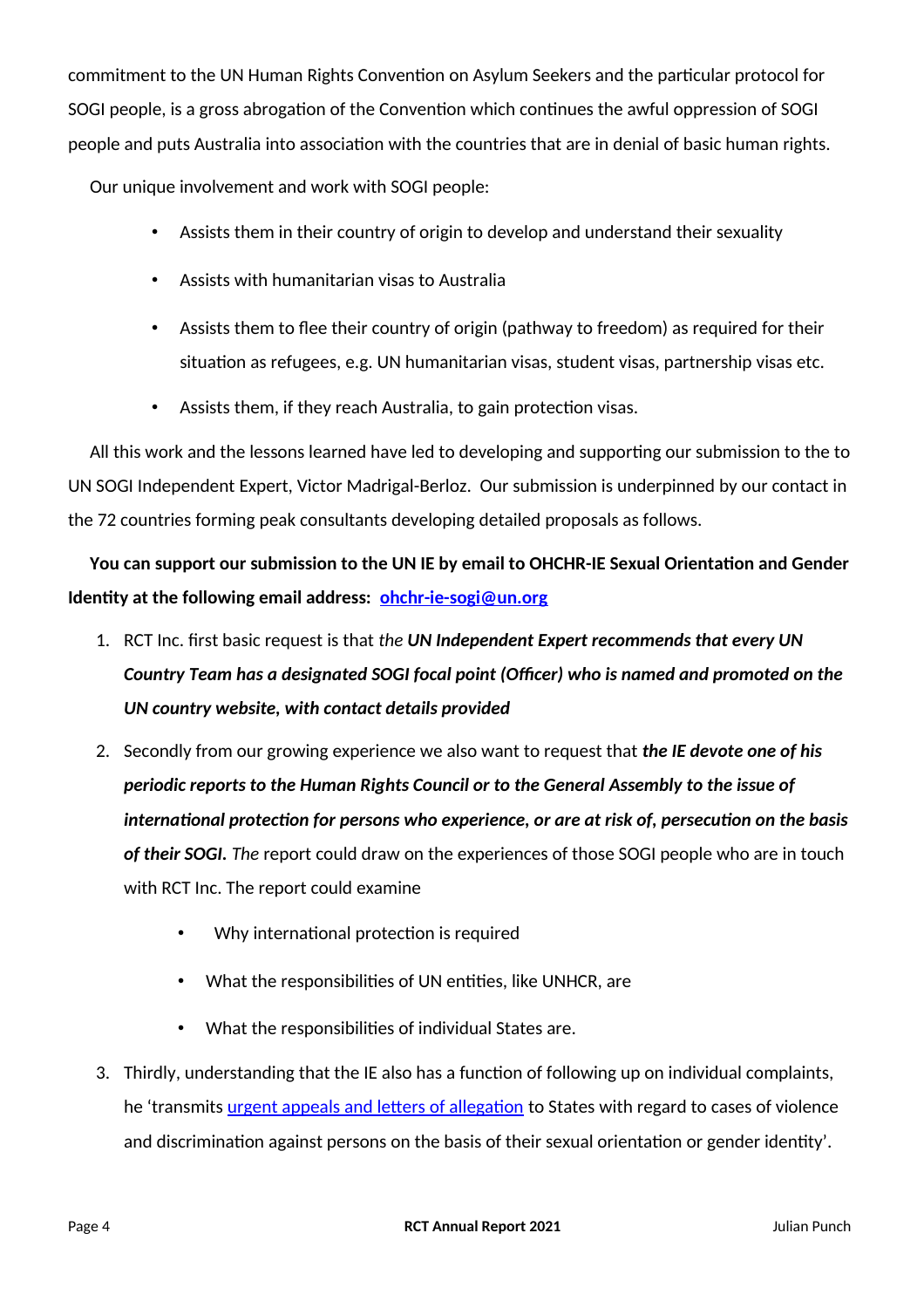commitment to the UN Human Rights Convention on Asylum Seekers and the particular protocol for SOGI people, is a gross abrogation of the Convention which continues the awful oppression of SOGI people and puts Australia into association with the countries that are in denial of basic human rights.

Our unique involvement and work with SOGI people:

- Assists them in their country of origin to develop and understand their sexuality
- Assists with humanitarian visas to Australia
- Assists them to flee their country of origin (pathway to freedom) as required for their situation as refugees, e.g. UN humanitarian visas, student visas, partnership visas etc.
- Assists them, if they reach Australia, to gain protection visas.

All this work and the lessons learned have led to developing and supporting our submission to the to UN SOGI Independent Expert, Victor Madrigal-Berloz. Our submission is underpinned by our contact in the 72 countries forming peak consultants developing detailed proposals as follows.

**You can support our submission to the UN IE by email to OHCHR-IE Sexual Orientation and Gender Identity at the following email address: [ohchr-ie-sogi@un.org](mailto:ohchr-ie-sogi@un.org)**

1. RCT Inc. first basic request is that *the **UN Independent Expert recommends that every UN Country Team has a designated SOGI focal point (Officer) who is named and promoted on the UN country website, with contact details provided***
2. Secondly from our growing experience we also want to request that ***the IE devote one of his periodic reports to the Human Rights Council or to the General Assembly to the issue of international protection for persons who experience, or are at risk of, persecution on the basis of their SOGI. The*** report could draw on the experiences of those SOGI people who are in touch with RCT Inc. The report could examine
   - Why international protection is required
   - What the responsibilities of UN entities, like UNHCR, are
   - What the responsibilities of individual States are.
3. Thirdly, understanding that the IE also has a function of following up on individual complaints, he 'transmits urgent appeals and letters of allegation to States with regard to cases of violence and discrimination against persons on the basis of their sexual orientation or gender identity'.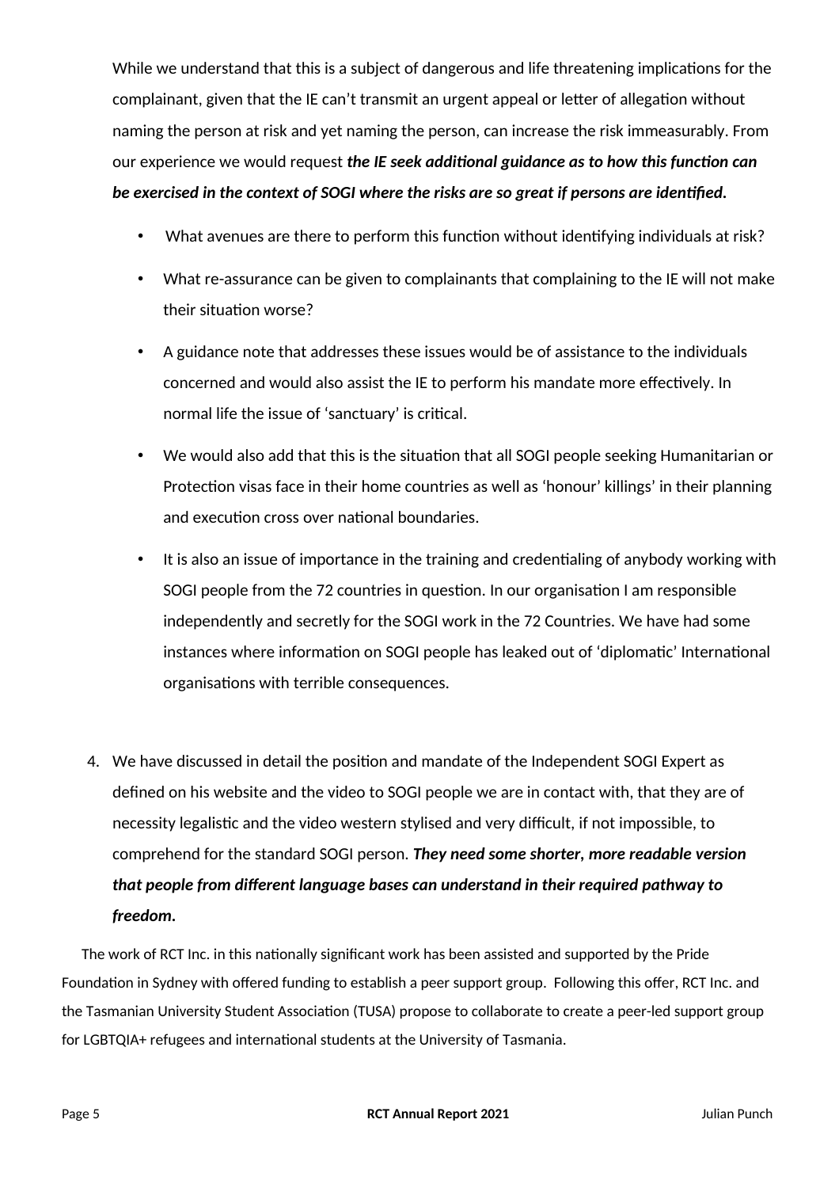While we understand that this is a subject of dangerous and life threatening implications for the complainant, given that the IE can't transmit an urgent appeal or letter of allegation without naming the person at risk and yet naming the person, can increase the risk immeasurably. From our experience we would request ***the IE seek additional guidance as to how this function can be exercised in the context of SOGI where the risks are so great if persons are identified*.**

- What avenues are there to perform this function without identifying individuals at risk?
- What re-assurance can be given to complainants that complaining to the IE will not make their situation worse?
- A guidance note that addresses these issues would be of assistance to the individuals concerned and would also assist the IE to perform his mandate more effectively. In normal life the issue of 'sanctuary' is critical.
- We would also add that this is the situation that all SOGI people seeking Humanitarian or Protection visas face in their home countries as well as 'honour' killings' in their planning and execution cross over national boundaries.
- It is also an issue of importance in the training and credentialing of anybody working with SOGI people from the 72 countries in question. In our organisation I am responsible independently and secretly for the SOGI work in the 72 Countries. We have had some instances where information on SOGI people has leaked out of 'diplomatic' International organisations with terrible consequences.

4. We have discussed in detail the position and mandate of the Independent SOGI Expert as defined on his website and the video to SOGI people we are in contact with, that they are of necessity legalistic and the video western stylised and very difficult, if not impossible, to comprehend for the standard SOGI person. ***They need some shorter, more readable version that people from different language bases can understand in their required pathway to freedom*.**

The work of RCT Inc. in this nationally significant work has been assisted and supported by the Pride Foundation in Sydney with offered funding to establish a peer support group. Following this offer, RCT Inc. and the Tasmanian University Student Association (TUSA) propose to collaborate to create a peer-led support group for LGBTQIA+ refugees and international students at the University of Tasmania.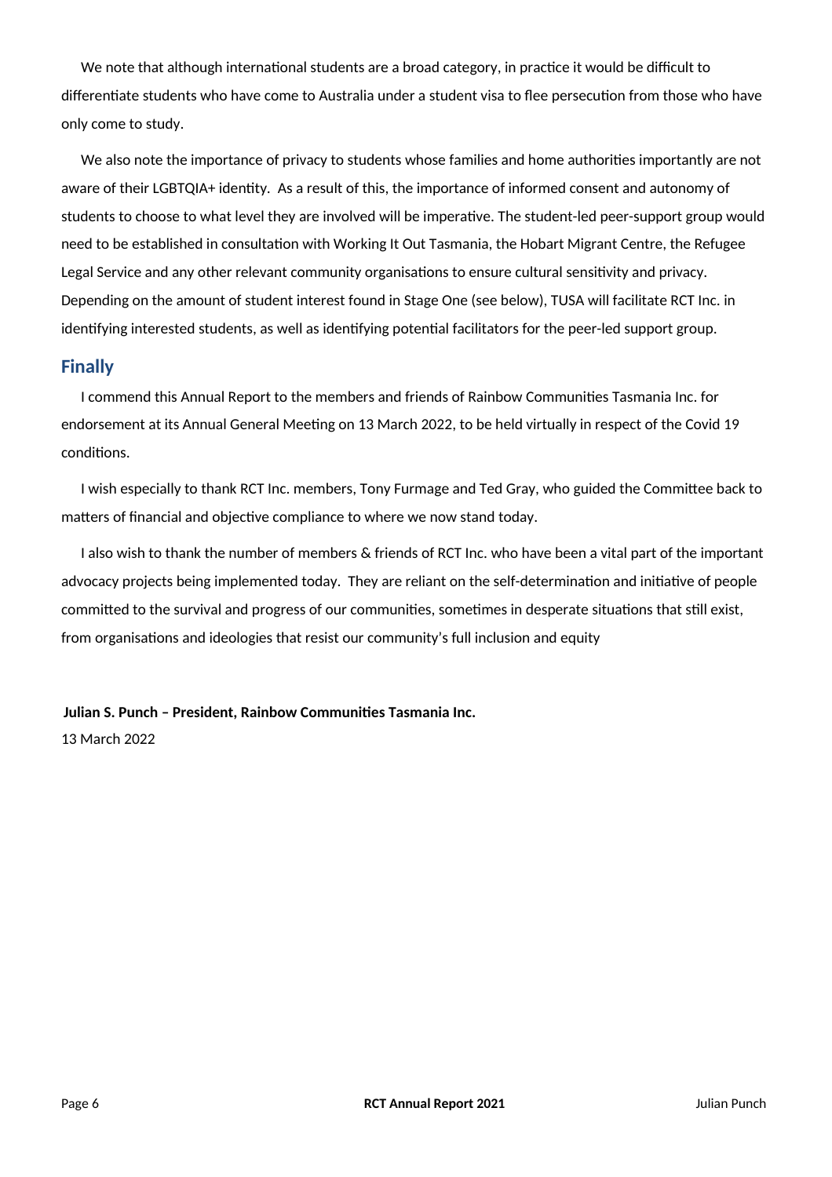We note that although international students are a broad category, in practice it would be difficult to differentiate students who have come to Australia under a student visa to flee persecution from those who have only come to study.

We also note the importance of privacy to students whose families and home authorities importantly are not aware of their LGBTQIA+ identity. As a result of this, the importance of informed consent and autonomy of students to choose to what level they are involved will be imperative. The student-led peer-support group would need to be established in consultation with Working It Out Tasmania, the Hobart Migrant Centre, the Refugee Legal Service and any other relevant community organisations to ensure cultural sensitivity and privacy. Depending on the amount of student interest found in Stage One (see below), TUSA will facilitate RCT Inc. in identifying interested students, as well as identifying potential facilitators for the peer-led support group.

## Finally

I commend this Annual Report to the members and friends of Rainbow Communities Tasmania Inc. for endorsement at its Annual General Meeting on 13 March 2022, to be held virtually in respect of the Covid 19 conditions.

I wish especially to thank RCT Inc. members, Tony Furmage and Ted Gray, who guided the Committee back to matters of financial and objective compliance to where we now stand today.

I also wish to thank the number of members & friends of RCT Inc. who have been a vital part of the important advocacy projects being implemented today. They are reliant on the self-determination and initiative of people committed to the survival and progress of our communities, sometimes in desperate situations that still exist, from organisations and ideologies that resist our community's full inclusion and equity

**Julian S. Punch – President, Rainbow Communities Tasmania Inc.**
13 March 2022